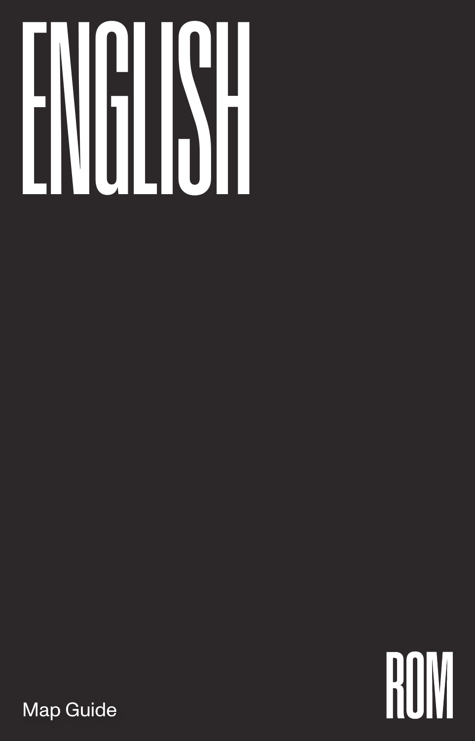# ENGLISH

Map Guide

ROM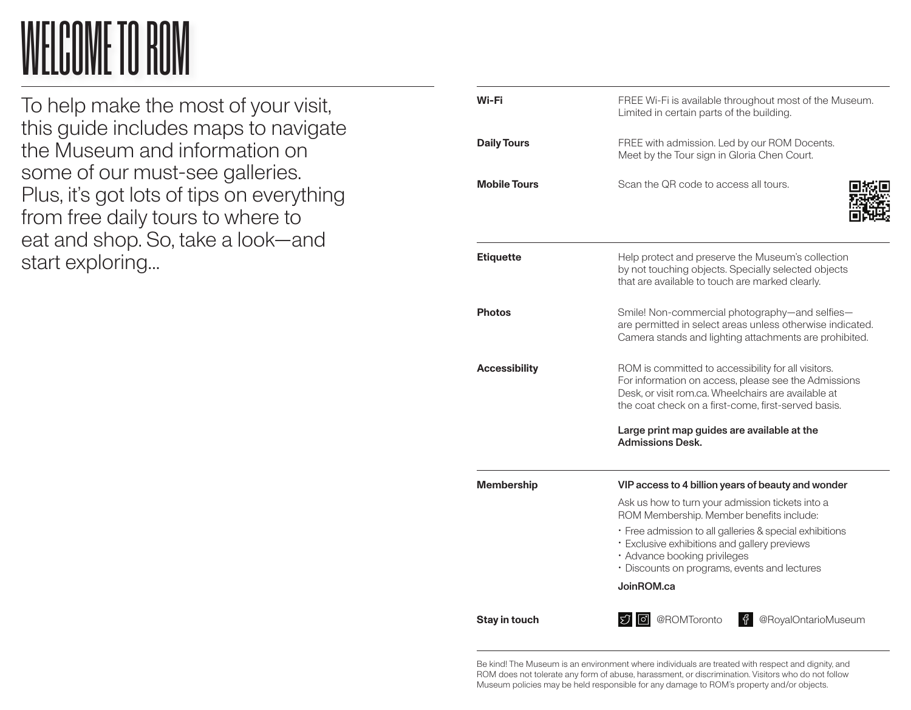# WELCOME TO ROM

To help make the most of your visit, this guide includes maps to navigate the Museum and information on some of our must-see galleries. Plus, it's got lots of tips on everything from free daily tours to where to eat and shop. So, take a look—and start exploring...

**Wi-Fi**

FREE Wi-Fi is available throughout most of the Museum. Limited in certain parts of the building.

**Daily Tours**

FREE with admission. Led by our ROM Docents. Meet by the Tour sign in Gloria Chen Court.

**Mobile Tours**

Scan the QR code to access all tours.

**Etiquette**

Help protect and preserve the Museum's collection by not touching objects. Specially selected objects that are available to touch are marked clearly.

**Photos**

Smile! Non-commercial photography—and selfies—are permitted in select areas unless otherwise indicated. Camera stands and lighting attachments are prohibited.

**Accessibility**

ROM is committed to accessibility for all visitors. For information on access, please see the Admissions Desk, or visit rom.ca. Wheelchairs are available at the coat check on a first-come, first-served basis.

**Large print map guides are available at the Admissions Desk.**

**Membership**

**VIP access to 4 billion years of beauty and wonder**

Ask us how to turn your admission tickets into a ROM Membership. Member benefits include:

- Free admission to all galleries & special exhibitions
- Exclusive exhibitions and gallery previews
- Advance booking privileges
- Discounts on programs, events and lectures

**JoinROM.ca**

**Stay in touch**

@ROMToronto @RoyalOntarioMuseum

Be kind! The Museum is an environment where individuals are treated with respect and dignity, and ROM does not tolerate any form of abuse, harassment, or discrimination. Visitors who do not follow Museum policies may be held responsible for any damage to ROM's property and/or objects.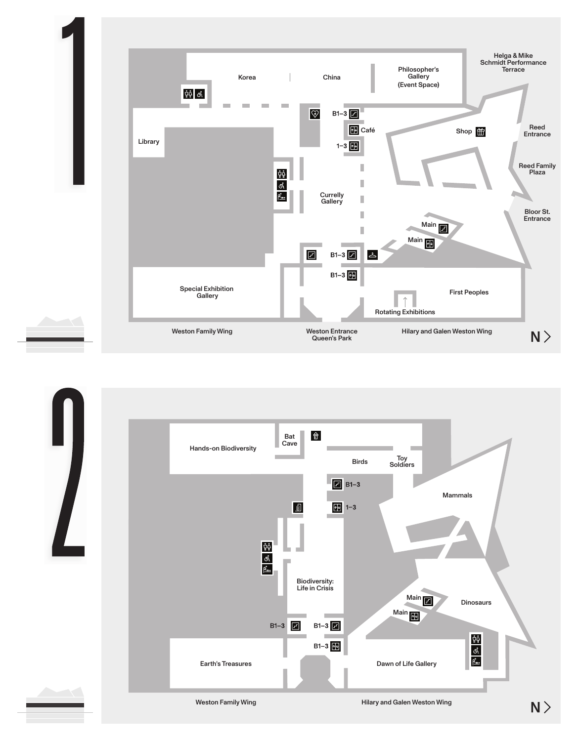# 1

Korea

China

Philosopher's Gallery (Event Space)

Helga & Mike Schmidt Performance Terrace

B1–3

Café

1–3

Shop

Reed Entrance

Reed Family Plaza

Library

Currelly Gallery

Bloor St. Entrance

Main

Main

B1–3

B1–3

Special Exhibition Gallery

First Peoples

Rotating Exhibitions

Weston Family Wing

Weston Entrance Queen's Park

Hilary and Galen Weston Wing

N >

# 2

Hands-on Biodiversity

Bat Cave

Birds

Toy Soldiers

B1–3

1–3

Mammals

Biodiversity: Life in Crisis

Main

Main

Dinosaurs

B1–3

B1–3

B1–3

Earth's Treasures

Dawn of Life Gallery

Weston Family Wing

Hilary and Galen Weston Wing

N >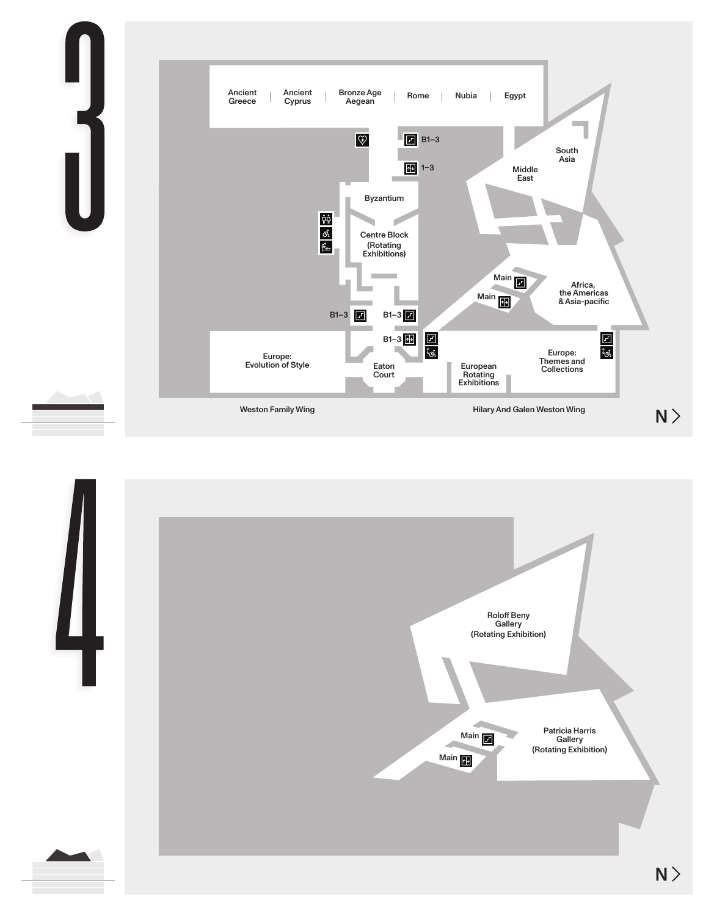# 3

Ancient Greece | Ancient Cyprus | Bronze Age Aegean | Rome | Nubia | Egypt

B1–3

1–3

Byzantium

Centre Block (Rotating Exhibitions)

South Asia

Middle East

Main

Main

Africa, the Americas & Asia-pacific

B1–3

B1–3

B1–3

Europe: Evolution of Style

Eaton Court

European Rotating Exhibitions

Europe: Themes and Collections

Weston Family Wing

Hilary And Galen Weston Wing

N >

# 4

Roloff Beny Gallery (Rotating Exhibition)

Main

Main

Patricia Harris Gallery (Rotating Exhibition)

N >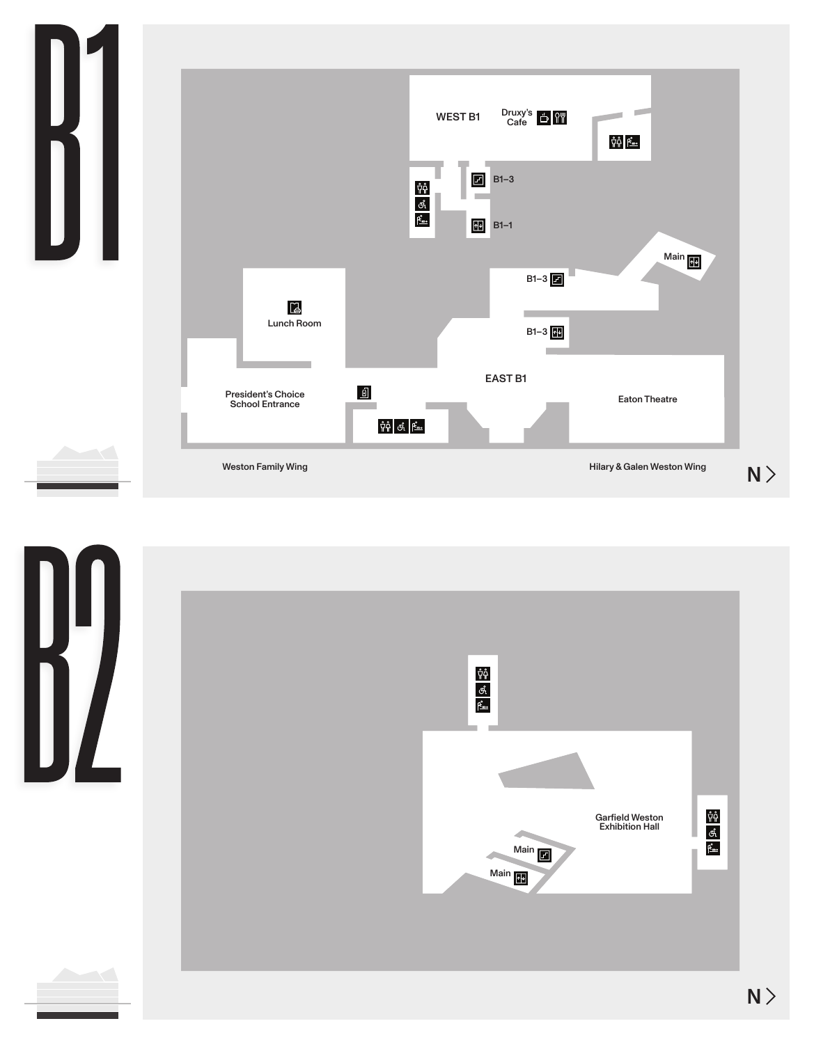# B1

WEST B1

Druxy's Cafe

B1–3

B1–1

Main

B1–3

Lunch Room

B1–3

EAST B1

President's Choice School Entrance

Eaton Theatre

Weston Family Wing

Hilary & Galen Weston Wing

N >

# B2

Garfield Weston Exhibition Hall

Main

Main

N >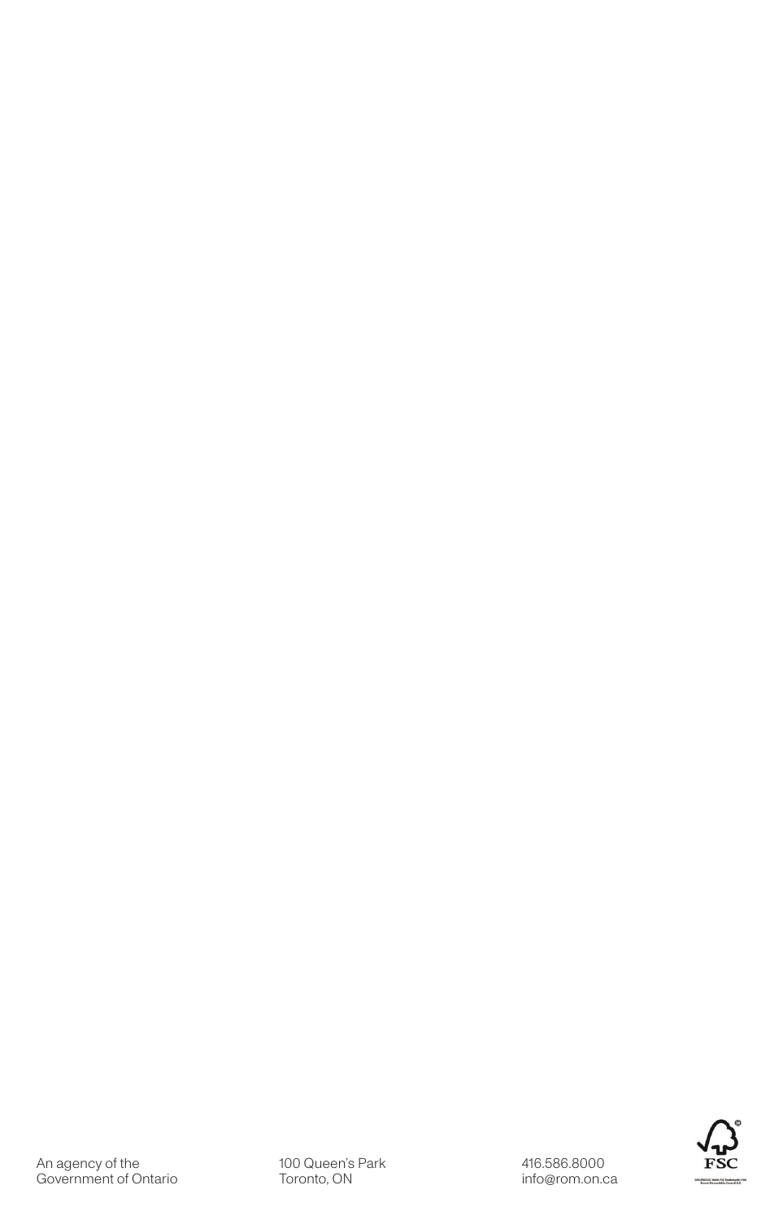An agency of the
Government of Ontario

100 Queen's Park
Toronto, ON

416.586.8000
info@rom.on.ca